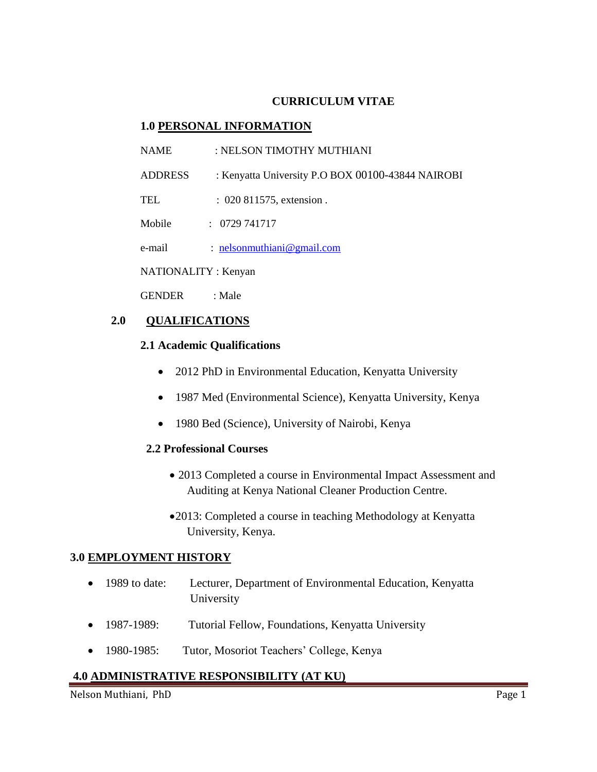# CURRICULUM VITAE

## 1.0 PERSONAL INFORMATION

NAME : NELSON TIMOTHY MUTHIANI

ADDRESS : Kenyatta University P.O BOX 00100-43844 NAIROBI

TEL : 020 811575, extension .

Mobile : 0729 741717

e-mail : nelsonmuthiani@gmail.com

NATIONALITY : Kenyan

GENDER : Male

## 2.0 QUALIFICATIONS

### 2.1 Academic Qualifications

- 2012 PhD in Environmental Education, Kenyatta University
- 1987 Med (Environmental Science), Kenyatta University, Kenya
- 1980 Bed (Science), University of Nairobi, Kenya

### 2.2 Professional Courses

- 2013 Completed a course in Environmental Impact Assessment and Auditing at Kenya National Cleaner Production Centre.
- 2013: Completed a course in teaching Methodology at Kenyatta University, Kenya.

## 3.0 EMPLOYMENT HISTORY

- 1989 to date: Lecturer, Department of Environmental Education, Kenyatta University
- 1987-1989: Tutorial Fellow, Foundations, Kenyatta University
- 1980-1985: Tutor, Mosoriot Teachers' College, Kenya

## 4.0 ADMINISTRATIVE RESPONSIBILITY (AT KU)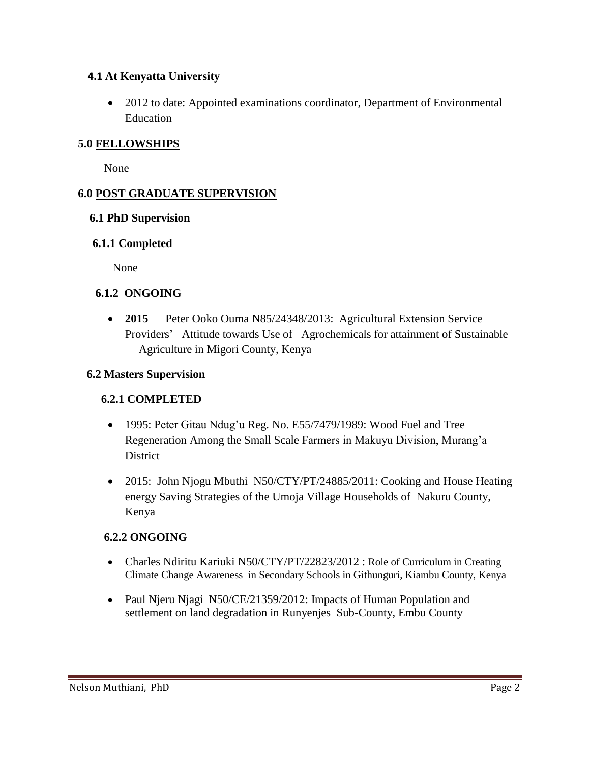### 4.1 At Kenyatta University

- 2012 to date: Appointed examinations coordinator, Department of Environmental Education

## 5.0 FELLOWSHIPS

None

## 6.0 POST GRADUATE SUPERVISION

### 6.1 PhD Supervision

#### 6.1.1 Completed

None

#### 6.1.2 ONGOING

- **2015** Peter Ooko Ouma N85/24348/2013: Agricultural Extension Service Providers' Attitude towards Use of Agrochemicals for attainment of Sustainable Agriculture in Migori County, Kenya

### 6.2 Masters Supervision

#### 6.2.1 COMPLETED

- 1995: Peter Gitau Ndug'u Reg. No. E55/7479/1989: Wood Fuel and Tree Regeneration Among the Small Scale Farmers in Makuyu Division, Murang'a District
- 2015: John Njogu Mbuthi N50/CTY/PT/24885/2011: Cooking and House Heating energy Saving Strategies of the Umoja Village Households of Nakuru County, Kenya

#### 6.2.2 ONGOING

- Charles Ndiritu Kariuki N50/CTY/PT/22823/2012 : Role of Curriculum in Creating Climate Change Awareness in Secondary Schools in Githunguri, Kiambu County, Kenya
- Paul Njeru Njagi N50/CE/21359/2012: Impacts of Human Population and settlement on land degradation in Runyenjes Sub-County, Embu County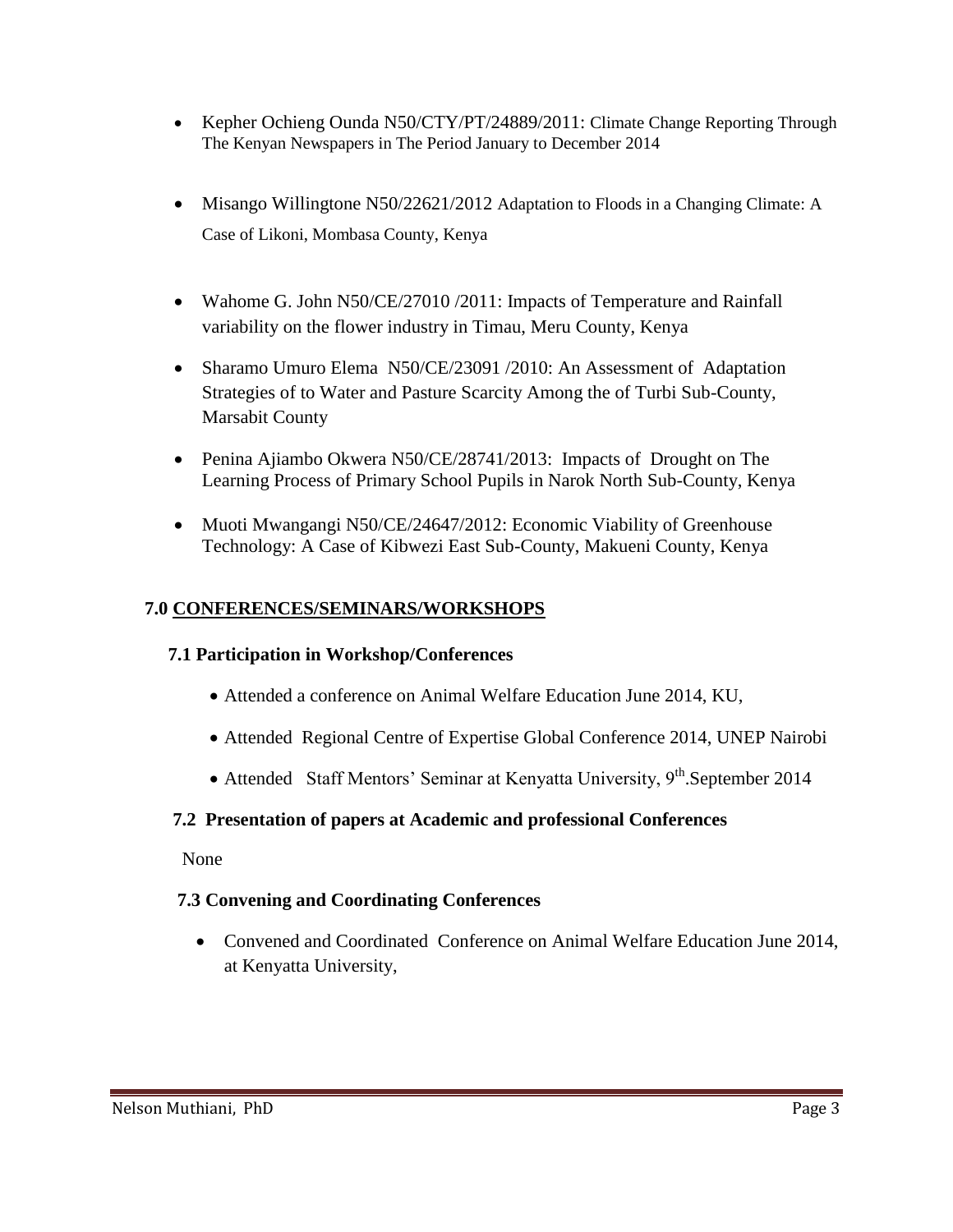- Kepher Ochieng Ounda N50/CTY/PT/24889/2011: Climate Change Reporting Through The Kenyan Newspapers in The Period January to December 2014

- Misango Willingtone N50/22621/2012 Adaptation to Floods in a Changing Climate: A Case of Likoni, Mombasa County, Kenya

- Wahome G. John N50/CE/27010 /2011: Impacts of Temperature and Rainfall variability on the flower industry in Timau, Meru County, Kenya

- Sharamo Umuro Elema N50/CE/23091 /2010: An Assessment of Adaptation Strategies of to Water and Pasture Scarcity Among the of Turbi Sub-County, Marsabit County

- Penina Ajiambo Okwera N50/CE/28741/2013: Impacts of Drought on The Learning Process of Primary School Pupils in Narok North Sub-County, Kenya

- Muoti Mwangangi N50/CE/24647/2012: Economic Viability of Greenhouse Technology: A Case of Kibwezi East Sub-County, Makueni County, Kenya

## 7.0 CONFERENCES/SEMINARS/WORKSHOPS

### 7.1 Participation in Workshop/Conferences

- Attended a conference on Animal Welfare Education June 2014, KU,
- Attended Regional Centre of Expertise Global Conference 2014, UNEP Nairobi
- Attended Staff Mentors' Seminar at Kenyatta University, 9th.September 2014

### 7.2 Presentation of papers at Academic and professional Conferences

None

### 7.3 Convening and Coordinating Conferences

- Convened and Coordinated Conference on Animal Welfare Education June 2014, at Kenyatta University,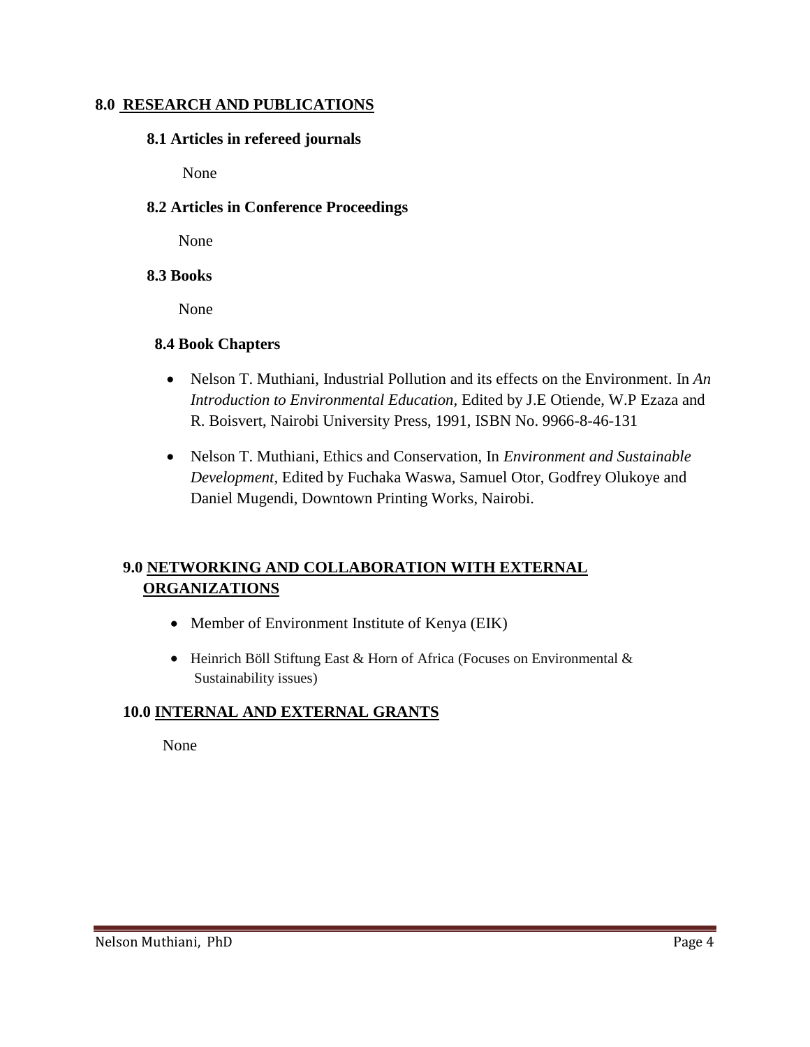## 8.0 RESEARCH AND PUBLICATIONS

### 8.1 Articles in refereed journals

None

### 8.2 Articles in Conference Proceedings

None

### 8.3 Books

None

### 8.4 Book Chapters

- Nelson T. Muthiani, Industrial Pollution and its effects on the Environment. In *An Introduction to Environmental Education,* Edited by J.E Otiende, W.P Ezaza and R. Boisvert, Nairobi University Press, 1991, ISBN No. 9966-8-46-131
- Nelson T. Muthiani, Ethics and Conservation, In *Environment and Sustainable Development*, Edited by Fuchaka Waswa, Samuel Otor, Godfrey Olukoye and Daniel Mugendi, Downtown Printing Works, Nairobi.

## 9.0 NETWORKING AND COLLABORATION WITH EXTERNAL ORGANIZATIONS

- Member of Environment Institute of Kenya (EIK)
- Heinrich Böll Stiftung East & Horn of Africa (Focuses on Environmental & Sustainability issues)

## 10.0 INTERNAL AND EXTERNAL GRANTS

None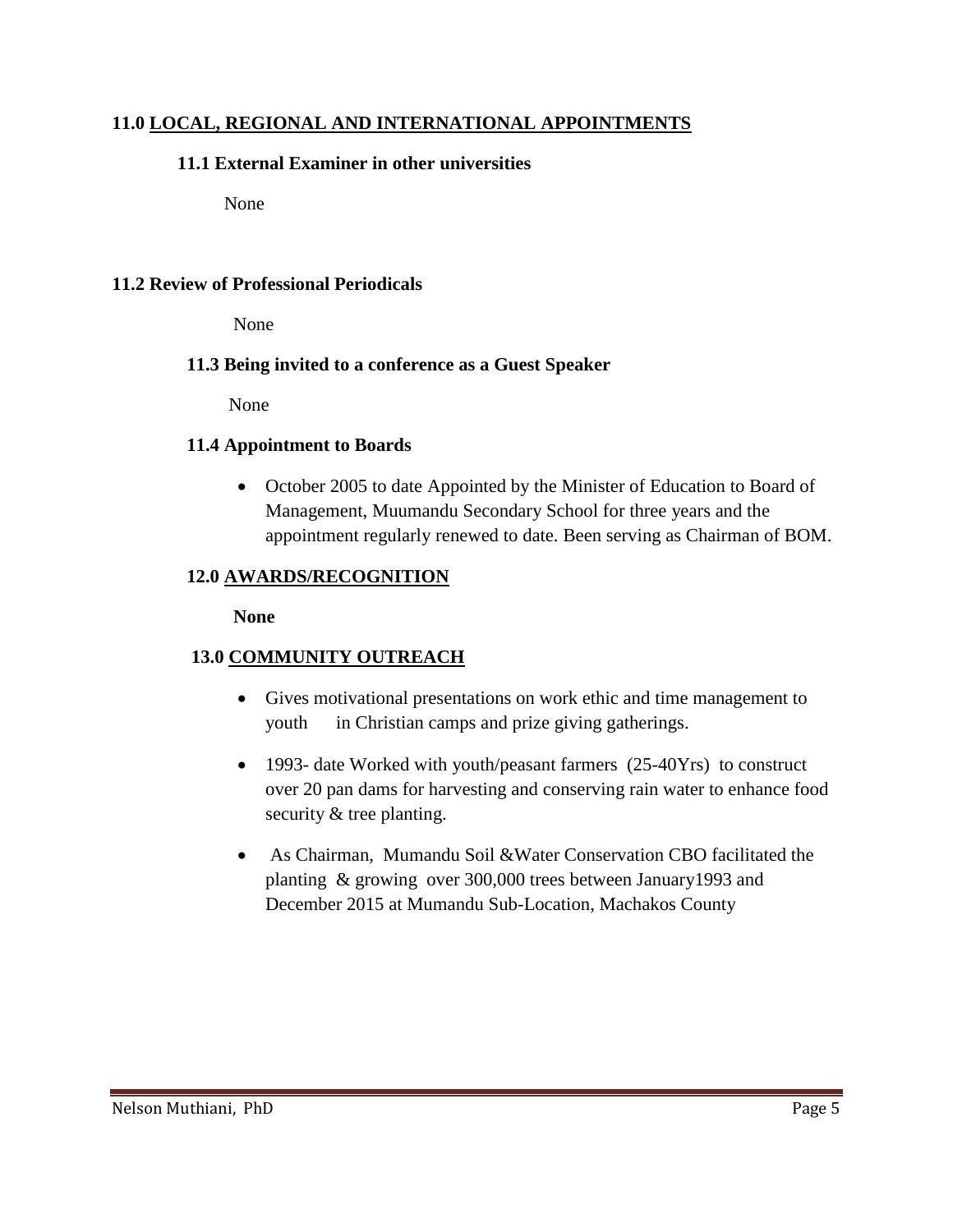## 11.0 LOCAL, REGIONAL AND INTERNATIONAL APPOINTMENTS

### 11.1 External Examiner in other universities

None

### 11.2 Review of Professional Periodicals

None

### 11.3 Being invited to a conference as a Guest Speaker

None

### 11.4 Appointment to Boards

- October 2005 to date Appointed by the Minister of Education to Board of Management, Muumandu Secondary School for three years and the appointment regularly renewed to date. Been serving as Chairman of BOM.

## 12.0 AWARDS/RECOGNITION

**None**

## 13.0 COMMUNITY OUTREACH

- Gives motivational presentations on work ethic and time management to youth in Christian camps and prize giving gatherings.
- 1993- date Worked with youth/peasant farmers (25-40Yrs) to construct over 20 pan dams for harvesting and conserving rain water to enhance food security & tree planting.
- As Chairman, Mumandu Soil &Water Conservation CBO facilitated the planting & growing over 300,000 trees between January1993 and December 2015 at Mumandu Sub-Location, Machakos County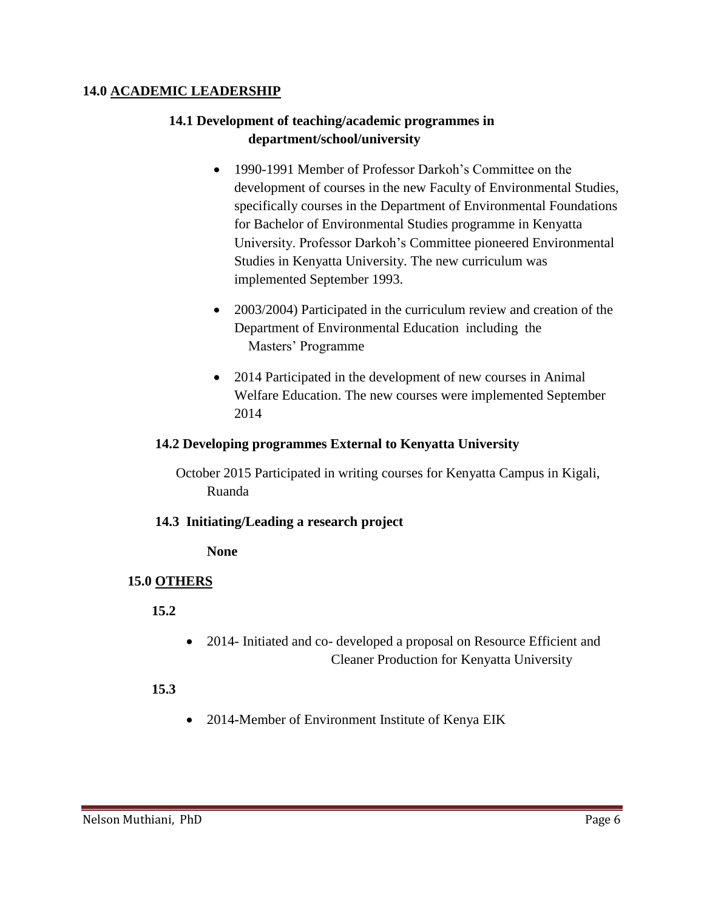## 14.0 ACADEMIC LEADERSHIP

### 14.1 Development of teaching/academic programmes in department/school/university

- 1990-1991 Member of Professor Darkoh's Committee on the development of courses in the new Faculty of Environmental Studies, specifically courses in the Department of Environmental Foundations for Bachelor of Environmental Studies programme in Kenyatta University. Professor Darkoh's Committee pioneered Environmental Studies in Kenyatta University. The new curriculum was implemented September 1993.
- 2003/2004) Participated in the curriculum review and creation of the Department of Environmental Education including the Masters' Programme
- 2014 Participated in the development of new courses in Animal Welfare Education. The new courses were implemented September 2014

### 14.2 Developing programmes External to Kenyatta University

October 2015 Participated in writing courses for Kenyatta Campus in Kigali, Ruanda

### 14.3 Initiating/Leading a research project

**None**

## 15.0 OTHERS

### 15.2

- 2014- Initiated and co- developed a proposal on Resource Efficient and Cleaner Production for Kenyatta University

### 15.3

- 2014-Member of Environment Institute of Kenya EIK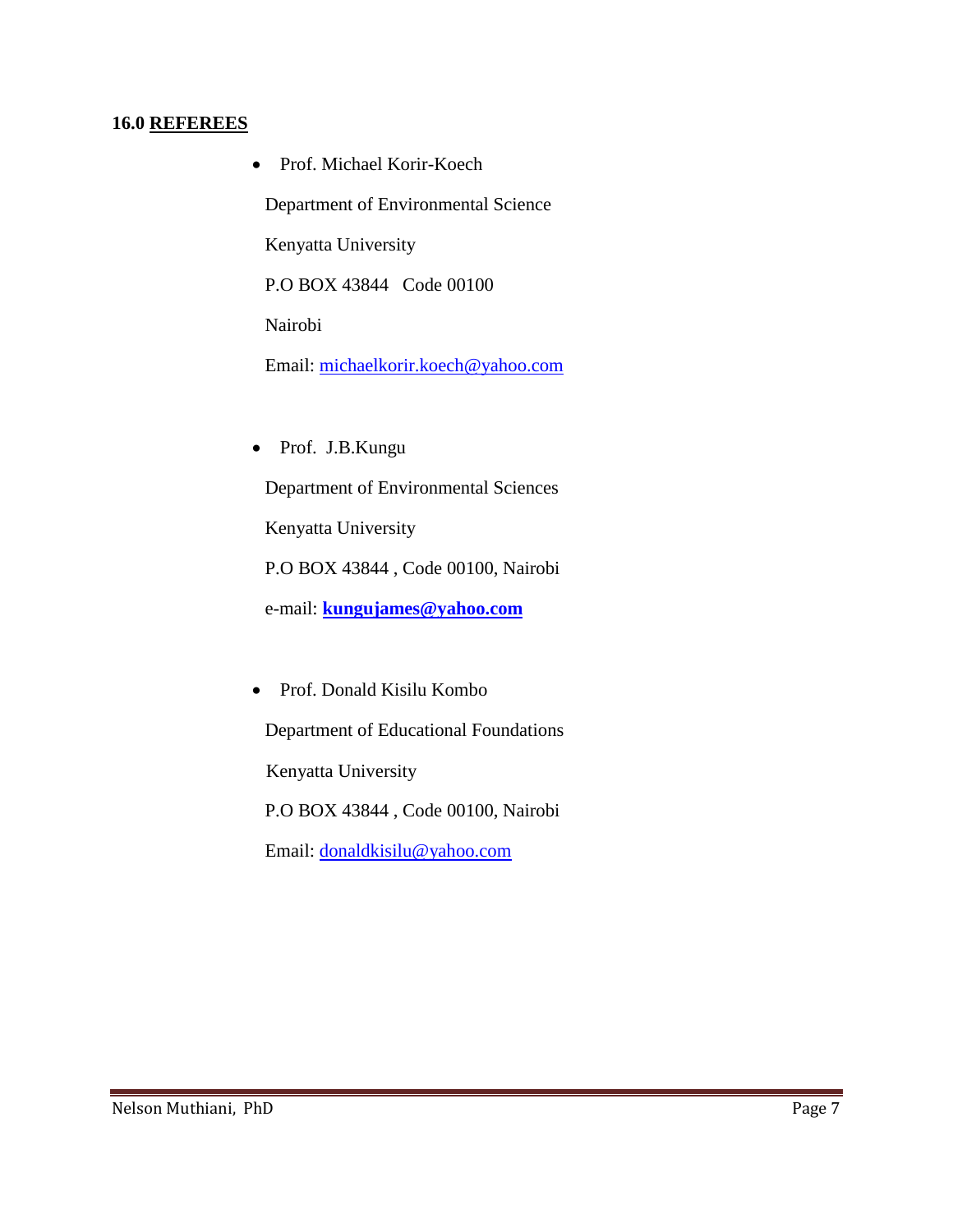**16.0 REFEREES**

- Prof. Michael Korir-Koech

  Department of Environmental Science

  Kenyatta University

  P.O BOX 43844   Code 00100

  Nairobi

  Email: michaelkorir.koech@yahoo.com

- Prof.  J.B.Kungu

  Department of Environmental Sciences

  Kenyatta University

  P.O BOX 43844 , Code 00100, Nairobi

  e-mail: **kungujames@yahoo.com**

- Prof. Donald Kisilu Kombo

  Department of Educational Foundations

  Kenyatta University

  P.O BOX 43844 , Code 00100, Nairobi

  Email: donaldkisilu@yahoo.com